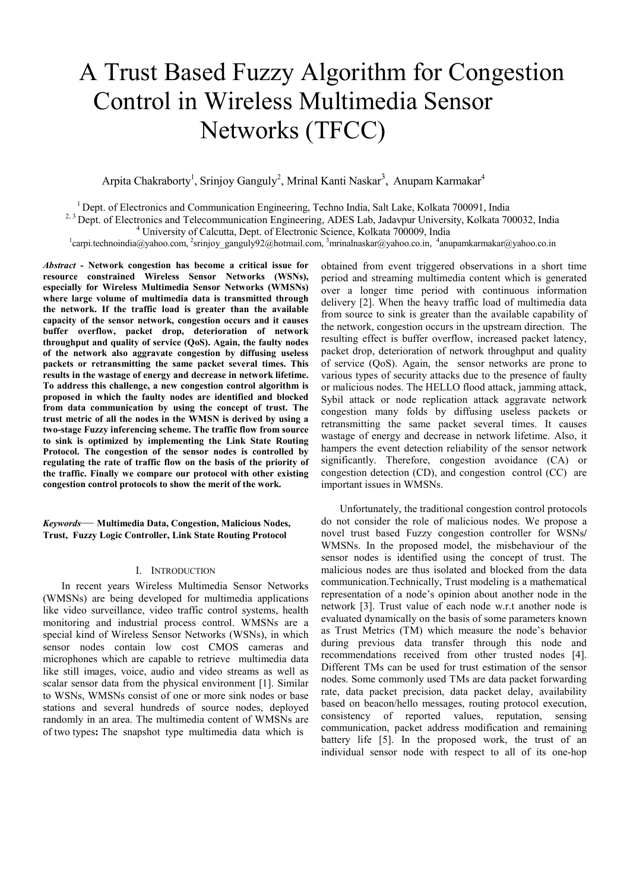# A Trust Based Fuzzy Algorithm for Congestion Control in Wireless Multimedia Sensor Networks (TFCC)

Arpita Chakraborty[1], Srinjoy Ganguly[2], Mrinal Kanti Naskar[3], Anupam Karmakar[4]

[1] Dept. of Electronics and Communication Engineering, Techno India, Salt Lake, Kolkata 700091, India
[2, 3] Dept. of Electronics and Telecommunication Engineering, ADES Lab, Jadavpur University, Kolkata 700032, India
[4] University of Calcutta, Dept. of Electronic Science, Kolkata 700009, India
[1]carpi.technoindia@yahoo.com, [2]srinjoy_ganguly92@hotmail.com, [3]mrinalnaskar@yahoo.co.in, [4]anupamkarmakar@yahoo.co.in

***Abstract*** **- Network congestion has become a critical issue for resource constrained Wireless Sensor Networks (WSNs), especially for Wireless Multimedia Sensor Networks (WMSNs) where large volume of multimedia data is transmitted through the network. If the traffic load is greater than the available capacity of the sensor network, congestion occurs and it causes buffer overflow, packet drop, deterioration of network throughput and quality of service (QoS). Again, the faulty nodes of the network also aggravate congestion by diffusing useless packets or retransmitting the same packet several times. This results in the wastage of energy and decrease in network lifetime. To address this challenge, a new congestion control algorithm is proposed in which the faulty nodes are identified and blocked from data communication by using the concept of trust. The trust metric of all the nodes in the WMSN is derived by using a two-stage Fuzzy inferencing scheme. The traffic flow from source to sink is optimized by implementing the Link State Routing Protocol. The congestion of the sensor nodes is controlled by regulating the rate of traffic flow on the basis of the priority of the traffic. Finally we compare our protocol with other existing congestion control protocols to show the merit of the work.**

***Keywords*** **— Multimedia Data, Congestion, Malicious Nodes, Trust, Fuzzy Logic Controller, Link State Routing Protocol**

## I. Introduction

In recent years Wireless Multimedia Sensor Networks (WMSNs) are being developed for multimedia applications like video surveillance, video traffic control systems, health monitoring and industrial process control. WMSNs are a special kind of Wireless Sensor Networks (WSNs), in which sensor nodes contain low cost CMOS cameras and microphones which are capable to retrieve multimedia data like still images, voice, audio and video streams as well as scalar sensor data from the physical environment [1]. Similar to WSNs, WMSNs consist of one or more sink nodes or base stations and several hundreds of source nodes, deployed randomly in an area. The multimedia content of WMSNs are of two types**:** The snapshot type multimedia data which is obtained from event triggered observations in a short time period and streaming multimedia content which is generated over a longer time period with continuous information delivery [2]. When the heavy traffic load of multimedia data from source to sink is greater than the available capability of the network, congestion occurs in the upstream direction. The resulting effect is buffer overflow, increased packet latency, packet drop, deterioration of network throughput and quality of service (QoS). Again, the sensor networks are prone to various types of security attacks due to the presence of faulty or malicious nodes. The HELLO flood attack, jamming attack, Sybil attack or node replication attack aggravate network congestion many folds by diffusing useless packets or retransmitting the same packet several times. It causes wastage of energy and decrease in network lifetime. Also, it hampers the event detection reliability of the sensor network significantly. Therefore, congestion avoidance (CA) or congestion detection (CD), and congestion control (CC) are important issues in WMSNs.

Unfortunately, the traditional congestion control protocols do not consider the role of malicious nodes. We propose a novel trust based Fuzzy congestion controller for WSNs/ WMSNs. In the proposed model, the misbehaviour of the sensor nodes is identified using the concept of trust. The malicious nodes are thus isolated and blocked from the data communication.Technically, Trust modeling is a mathematical representation of a node's opinion about another node in the network [3]. Trust value of each node w.r.t another node is evaluated dynamically on the basis of some parameters known as Trust Metrics (TM) which measure the node's behavior during previous data transfer through this node and recommendations received from other trusted nodes [4]. Different TMs can be used for trust estimation of the sensor nodes. Some commonly used TMs are data packet forwarding rate, data packet precision, data packet delay, availability based on beacon/hello messages, routing protocol execution, consistency of reported values, reputation, sensing communication, packet address modification and remaining battery life [5]. In the proposed work, the trust of an individual sensor node with respect to all of its one-hop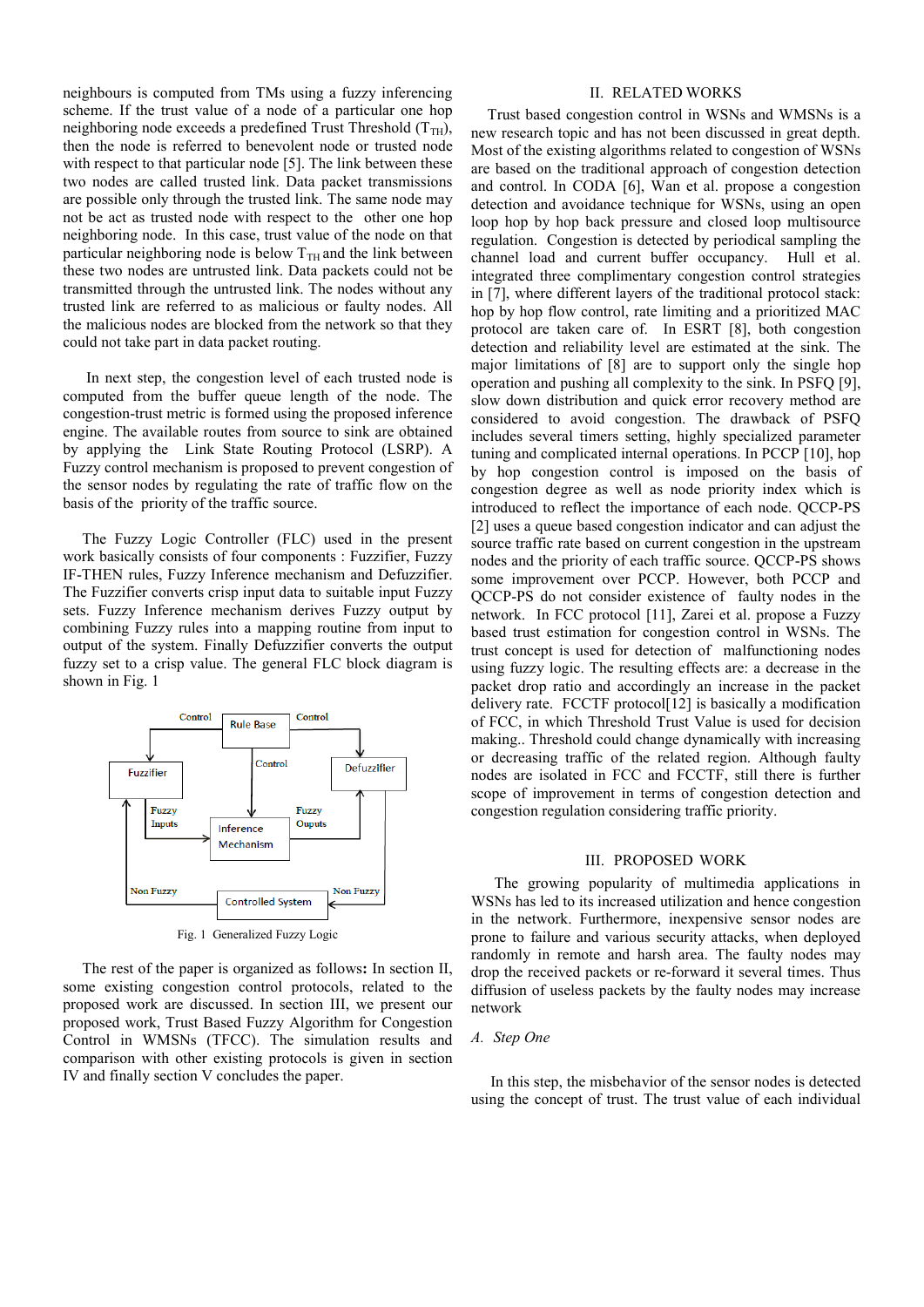neighbours is computed from TMs using a fuzzy inferencing scheme. If the trust value of a node of a particular one hop neighboring node exceeds a predefined Trust Threshold ($T_{TH}$), then the node is referred to benevolent node or trusted node with respect to that particular node [5]. The link between these two nodes are called trusted link. Data packet transmissions are possible only through the trusted link. The same node may not be act as trusted node with respect to the other one hop neighboring node. In this case, trust value of the node on that particular neighboring node is below $T_{TH}$ and the link between these two nodes are untrusted link. Data packets could not be transmitted through the untrusted link. The nodes without any trusted link are referred to as malicious or faulty nodes. All the malicious nodes are blocked from the network so that they could not take part in data packet routing.

In next step, the congestion level of each trusted node is computed from the buffer queue length of the node. The congestion-trust metric is formed using the proposed inference engine. The available routes from source to sink are obtained by applying the Link State Routing Protocol (LSRP). A Fuzzy control mechanism is proposed to prevent congestion of the sensor nodes by regulating the rate of traffic flow on the basis of the priority of the traffic source.

The Fuzzy Logic Controller (FLC) used in the present work basically consists of four components : Fuzzifier, Fuzzy IF-THEN rules, Fuzzy Inference mechanism and Defuzzifier. The Fuzzifier converts crisp input data to suitable input Fuzzy sets. Fuzzy Inference mechanism derives Fuzzy output by combining Fuzzy rules into a mapping routine from input to output of the system. Finally Defuzzifier converts the output fuzzy set to a crisp value. The general FLC block diagram is shown in Fig. 1

Fig. 1 Generalized Fuzzy Logic

The rest of the paper is organized as follows**:** In section II, some existing congestion control protocols, related to the proposed work are discussed. In section III, we present our proposed work, Trust Based Fuzzy Algorithm for Congestion Control in WMSNs (TFCC). The simulation results and comparison with other existing protocols is given in section IV and finally section V concludes the paper.

## II. RELATED WORKS

Trust based congestion control in WSNs and WMSNs is a new research topic and has not been discussed in great depth. Most of the existing algorithms related to congestion of WSNs are based on the traditional approach of congestion detection and control. In CODA [6], Wan et al. propose a congestion detection and avoidance technique for WSNs, using an open loop hop by hop back pressure and closed loop multisource regulation. Congestion is detected by periodical sampling the channel load and current buffer occupancy. Hull et al. integrated three complimentary congestion control strategies in [7], where different layers of the traditional protocol stack: hop by hop flow control, rate limiting and a prioritized MAC protocol are taken care of. In ESRT [8], both congestion detection and reliability level are estimated at the sink. The major limitations of [8] are to support only the single hop operation and pushing all complexity to the sink. In PSFQ [9], slow down distribution and quick error recovery method are considered to avoid congestion. The drawback of PSFQ includes several timers setting, highly specialized parameter tuning and complicated internal operations. In PCCP [10], hop by hop congestion control is imposed on the basis of congestion degree as well as node priority index which is introduced to reflect the importance of each node. QCCP-PS [2] uses a queue based congestion indicator and can adjust the source traffic rate based on current congestion in the upstream nodes and the priority of each traffic source. QCCP-PS shows some improvement over PCCP. However, both PCCP and QCCP-PS do not consider existence of faulty nodes in the network. In FCC protocol [11], Zarei et al. propose a Fuzzy based trust estimation for congestion control in WSNs. The trust concept is used for detection of malfunctioning nodes using fuzzy logic. The resulting effects are: a decrease in the packet drop ratio and accordingly an increase in the packet delivery rate. FCCTF protocol[12] is basically a modification of FCC, in which Threshold Trust Value is used for decision making.. Threshold could change dynamically with increasing or decreasing traffic of the related region. Although faulty nodes are isolated in FCC and FCCTF, still there is further scope of improvement in terms of congestion detection and congestion regulation considering traffic priority.

## III. PROPOSED WORK

The growing popularity of multimedia applications in WSNs has led to its increased utilization and hence congestion in the network. Furthermore, inexpensive sensor nodes are prone to failure and various security attacks, when deployed randomly in remote and harsh area. The faulty nodes may drop the received packets or re-forward it several times. Thus diffusion of useless packets by the faulty nodes may increase network

### *A. Step One*

In this step, the misbehavior of the sensor nodes is detected using the concept of trust. The trust value of each individual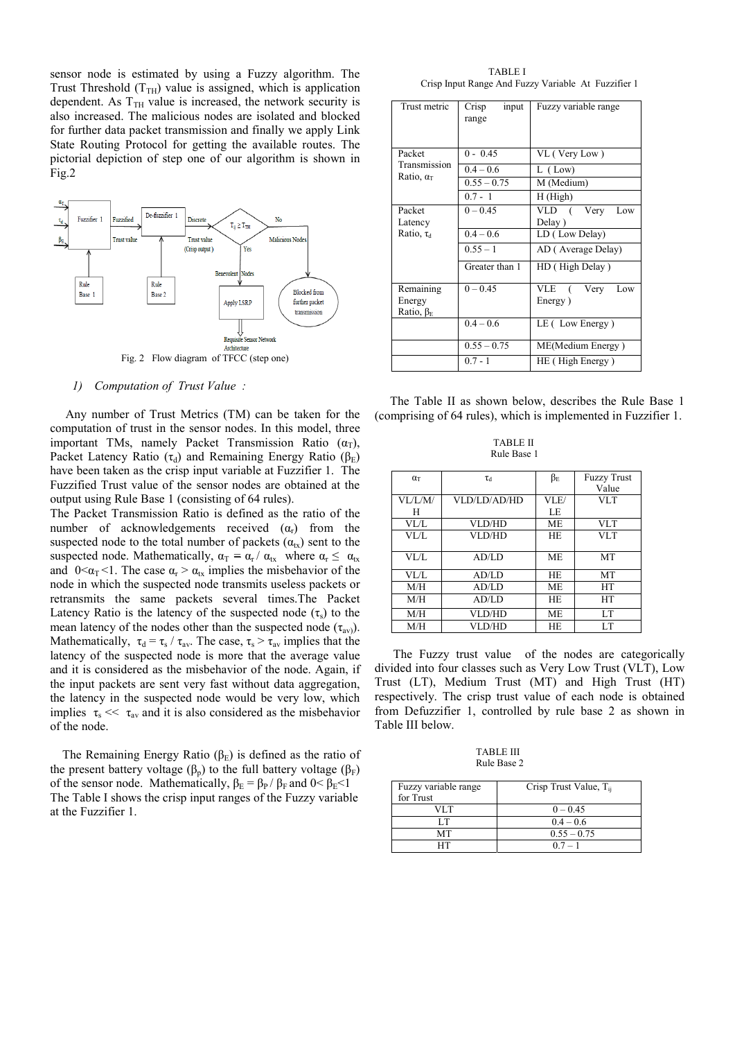sensor node is estimated by using a Fuzzy algorithm. The Trust Threshold ($T_{TH}$) value is assigned, which is application dependent. As $T_{TH}$ value is increased, the network security is also increased. The malicious nodes are isolated and blocked for further data packet transmission and finally we apply Link State Routing Protocol for getting the available routes. The pictorial depiction of step one of our algorithm is shown in Fig.2

Fig. 2 Flow diagram of TFCC (step one)

*1) Computation of Trust Value :*

Any number of Trust Metrics (TM) can be taken for the computation of trust in the sensor nodes. In this model, three important TMs, namely Packet Transmission Ratio ($\alpha_T$), Packet Latency Ratio ($\tau_d$) and Remaining Energy Ratio ($\beta_E$) have been taken as the crisp input variable at Fuzzifier 1. The Fuzzified Trust value of the sensor nodes are obtained at the output using Rule Base 1 (consisting of 64 rules).

The Packet Transmission Ratio is defined as the ratio of the number of acknowledgements received ($\alpha_r$) from the suspected node to the total number of packets ($\alpha_{tx}$) sent to the suspected node. Mathematically, $\alpha_T = \alpha_r / \alpha_{tx}$ where $\alpha_r \leq \alpha_{tx}$ and $0<\alpha_T<1$. The case $\alpha_r > \alpha_{tx}$ implies the misbehavior of the node in which the suspected node transmits useless packets or retransmits the same packets several times.The Packet Latency Ratio is the latency of the suspected node ($\tau_s$) to the mean latency of the nodes other than the suspected node ($\tau_{av}$). Mathematically, $\tau_d = \tau_s / \tau_{av}$. The case, $\tau_s > \tau_{av}$ implies that the latency of the suspected node is more that the average value and it is considered as the misbehavior of the node. Again, if the input packets are sent very fast without data aggregation, the latency in the suspected node would be very low, which implies $\tau_s << \tau_{av}$ and it is also considered as the misbehavior of the node.

The Remaining Energy Ratio ($\beta_E$) is defined as the ratio of the present battery voltage ($\beta_p$) to the full battery voltage ($\beta_F$) of the sensor node. Mathematically, $\beta_E = \beta_P / \beta_F$ and $0< \beta_E<1$ The Table I shows the crisp input ranges of the Fuzzy variable at the Fuzzifier 1.

TABLE I
Crisp Input Range And Fuzzy Variable At Fuzzifier 1

| Trust metric | Crisp input range | Fuzzy variable range |
|---|---|---|
| Packet Transmission Ratio, $\alpha_T$ | 0 - 0.45 | VL ( Very Low ) |
| | 0.4 – 0.6 | L ( Low) |
| | 0.55 – 0.75 | M (Medium) |
| | 0.7 - 1 | H (High) |
| Packet Latency Ratio, $\tau_d$ | 0 – 0.45 | VLD ( Very Low Delay ) |
| | 0.4 – 0.6 | LD ( Low Delay) |
| | 0.55 – 1 | AD ( Average Delay) |
| | Greater than 1 | HD ( High Delay ) |
| Remaining Energy Ratio, $\beta_E$ | 0 – 0.45 | VLE ( Very Low Energy ) |
| | 0.4 – 0.6 | LE ( Low Energy ) |
| | 0.55 – 0.75 | ME(Medium Energy ) |
| | 0.7 - 1 | HE ( High Energy ) |

The Table II as shown below, describes the Rule Base 1 (comprising of 64 rules), which is implemented in Fuzzifier 1.

TABLE II
Rule Base 1

| $\alpha_T$ | $\tau_d$ | $\beta_E$ | Fuzzy Trust Value |
|---|---|---|---|
| VL/L/M/H | VLD/LD/AD/HD | VLE/LE | VLT |
| VL/L | VLD/HD | ME | VLT |
| VL/L | VLD/HD | HE | VLT |
| VL/L | AD/LD | ME | MT |
| VL/L | AD/LD | HE | MT |
| M/H | AD/LD | ME | HT |
| M/H | AD/LD | HE | HT |
| M/H | VLD/HD | ME | LT |
| M/H | VLD/HD | HE | LT |

The Fuzzy trust value of the nodes are categorically divided into four classes such as Very Low Trust (VLT), Low Trust (LT), Medium Trust (MT) and High Trust (HT) respectively. The crisp trust value of each node is obtained from Defuzzifier 1, controlled by rule base 2 as shown in Table III below.

TABLE III
Rule Base 2

| Fuzzy variable range for Trust | Crisp Trust Value, $T_{ij}$ |
|---|---|
| VLT | 0 – 0.45 |
| LT | 0.4 – 0.6 |
| MT | 0.55 – 0.75 |
| HT | 0.7 – 1 |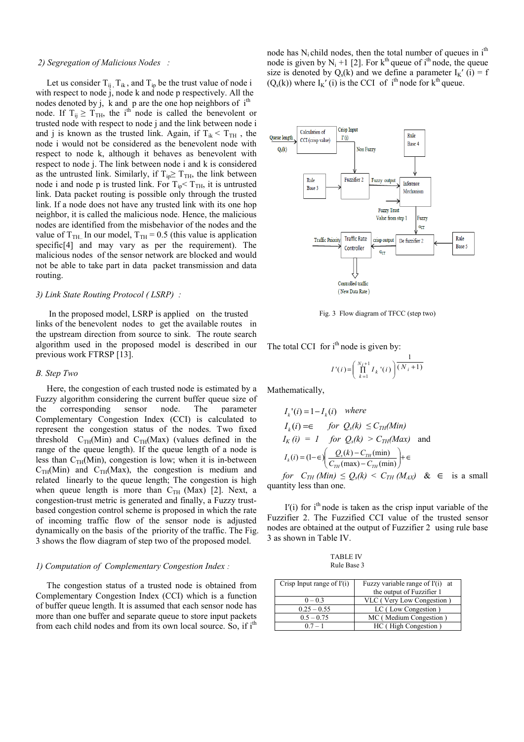### 2) Segregation of Malicious Nodes :

Let us consider $T_{ij}$, $T_{ik}$, and $T_{ip}$ be the trust value of node i with respect to node j, node k and node p respectively. All the nodes denoted by j, k and p are the one hop neighbors of $i^{th}$ node. If $T_{ij} \geq T_{TH}$, the $i^{th}$ node is called the benevolent or trusted node with respect to node j and the link between node i and j is known as the trusted link. Again, if $T_{ik} < T_{TH}$, the node i would not be considered as the benevolent node with respect to node k, although it behaves as benevolent with respect to node j. The link between node i and k is considered as the untrusted link. Similarly, if $T_{ip} \geq T_{TH}$, the link between node i and node p is trusted link. For $T_{ip} < T_{TH}$, it is untrusted link. Data packet routing is possible only through the trusted link. If a node does not have any trusted link with its one hop neighbor, it is called the malicious node. Hence, the malicious nodes are identified from the misbehavior of the nodes and the value of $T_{TH}$. In our model, $T_{TH} = 0.5$ (this value is application specific[4] and may vary as per the requirement). The malicious nodes of the sensor network are blocked and would not be able to take part in data packet transmission and data routing.

### 3) Link State Routing Protocol ( LSRP) :

In the proposed model, LSRP is applied on the trusted links of the benevolent nodes to get the available routes in the upstream direction from source to sink. The route search algorithm used in the proposed model is described in our previous work FTRSP [13].

## B. Step Two

Here, the congestion of each trusted node is estimated by a Fuzzy algorithm considering the current buffer queue size of the corresponding sensor node. The parameter Complementary Congestion Index (CCI) is calculated to represent the congestion status of the nodes. Two fixed threshold $C_{TH}(Min)$ and $C_{TH}(Max)$ (values defined in the range of the queue length). If the queue length of a node is less than $C_{TH}(Min)$, congestion is low; when it is in-between $C_{TH}(Min)$ and $C_{TH}(Max)$, the congestion is medium and related linearly to the queue length; The congestion is high when queue length is more than $C_{TH}$ (Max) [2]. Next, a congestion-trust metric is generated and finally, a Fuzzy trust-based congestion control scheme is proposed in which the rate of incoming traffic flow of the sensor node is adjusted dynamically on the basis of the priority of the traffic. The Fig. 3 shows the flow diagram of step two of the proposed model.

### 1) Computation of Complementary Congestion Index :

The congestion status of a trusted node is obtained from Complementary Congestion Index (CCI) which is a function of buffer queue length. It is assumed that each sensor node has more than one buffer and separate queue to store input packets from each child nodes and from its own local source. So, if $i^{th}$ node has $N_i$ child nodes, then the total number of queues in $i^{th}$ node is given by $N_i + 1$ [2]. For $k^{th}$ queue of $i^{th}$ node, the queue size is denoted by $Q_s(k)$ and we define a parameter $I_K'(i) = f(Q_s(k))$ where $I_K'(i)$ is the CCI of $i^{th}$ node for $k^{th}$ queue.

Fig. 3 Flow diagram of TFCC (step two)

The total CCI for $i^{th}$ node is given by:

$$I'(i) = \left( \prod_{k=1}^{N_i+1} I_k'(i) \right)^{\frac{1}{(N_i+1)}}$$

Mathematically,

$$I_k'(i) = 1 - I_k(i) \quad where$$

$$I_k(i) = \in \quad for\ Q_s(k) \leq C_{TH}(Min)$$

$$I_K(i) = 1 \quad for\ Q_s(k) > C_{TH}(Max) \quad and$$

$$I_k(i) = (1-\in)\left( \frac{Q_s(k) - C_{TH}(\min)}{C_{TH}(\max) - C_{TH}(\min)} \right) + \in$$

*for* $C_{TH}(Min) \leq Q_s(k) < C_{TH}(M_{AX})$ & $\in$ is a small quantity less than one.

$I'(i)$ for $i^{th}$ node is taken as the crisp input variable of the Fuzzifier 2. The Fuzzified CCI value of the trusted sensor nodes are obtained at the output of Fuzzifier 2 using rule base 3 as shown in Table IV.

TABLE IV
Rule Base 3

| Crisp Input range of I'(i) | Fuzzy variable range of I'(i) at the output of Fuzzifier 1 |
|---|---|
| 0 – 0.3 | VLC ( Very Low Congestion ) |
| 0.25 – 0.55 | LC ( Low Congestion ) |
| 0.5 – 0.75 | MC ( Medium Congestion ) |
| 0.7 – 1 | HC ( High Congestion ) |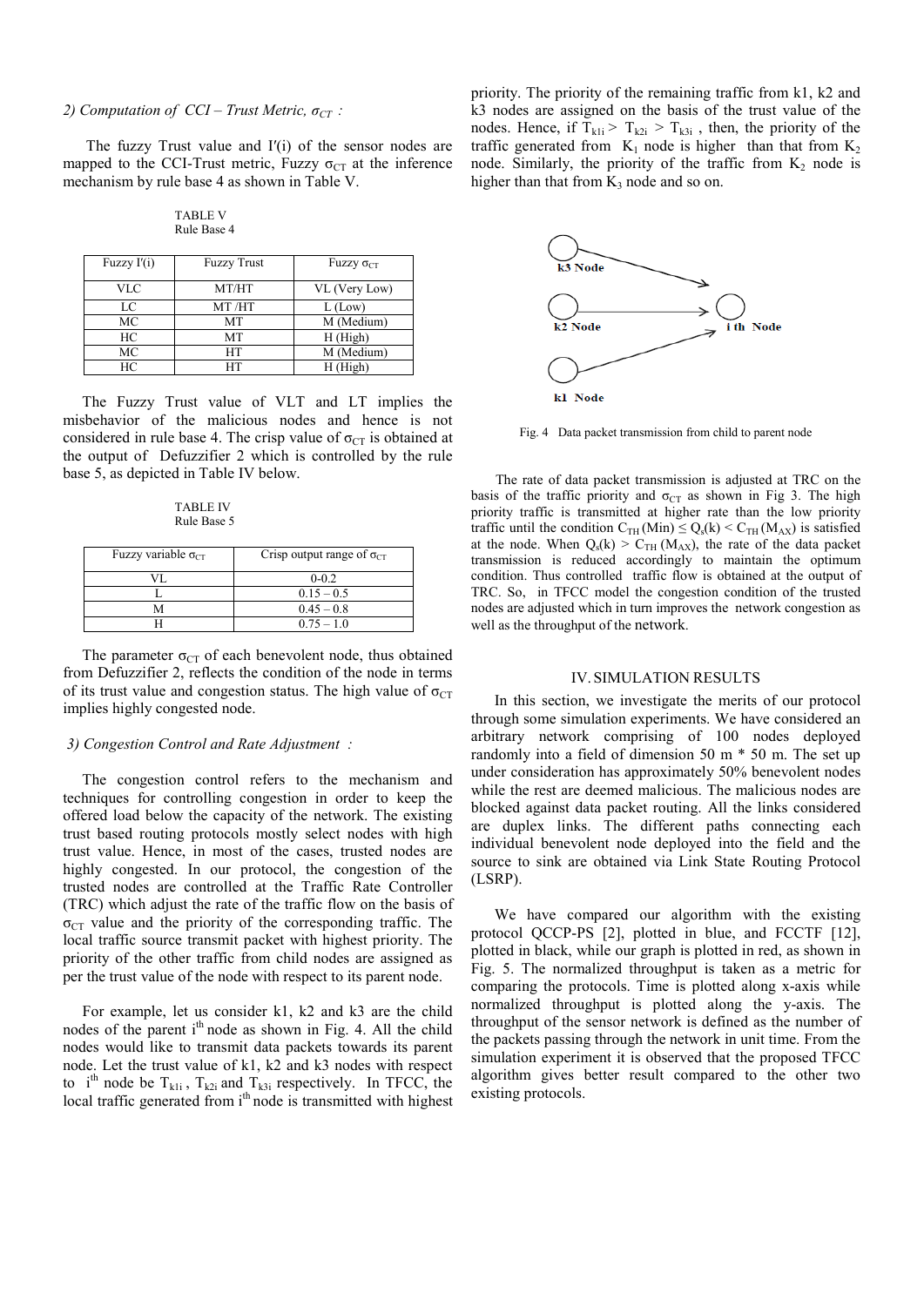*2) Computation of CCI – Trust Metric, $\sigma_{CT}$ :*

The fuzzy Trust value and I′(i) of the sensor nodes are mapped to the CCI-Trust metric, Fuzzy $\sigma_{CT}$ at the inference mechanism by rule base 4 as shown in Table V.

TABLE V
Rule Base 4

| Fuzzy I′(i) | Fuzzy Trust | Fuzzy $\sigma_{CT}$ |
|---|---|---|
| VLC | MT/HT | VL (Very Low) |
| LC | MT /HT | L (Low) |
| MC | MT | M (Medium) |
| HC | MT | H (High) |
| MC | HT | M (Medium) |
| HC | HT | H (High) |

The Fuzzy Trust value of VLT and LT implies the misbehavior of the malicious nodes and hence is not considered in rule base 4. The crisp value of $\sigma_{CT}$ is obtained at the output of Defuzzifier 2 which is controlled by the rule base 5, as depicted in Table IV below.

TABLE IV
Rule Base 5

| Fuzzy variable $\sigma_{CT}$ | Crisp output range of $\sigma_{CT}$ |
|---|---|
| VL | 0-0.2 |
| L | 0.15 – 0.5 |
| M | 0.45 – 0.8 |
| H | 0.75 – 1.0 |

The parameter $\sigma_{CT}$ of each benevolent node, thus obtained from Defuzzifier 2, reflects the condition of the node in terms of its trust value and congestion status. The high value of $\sigma_{CT}$ implies highly congested node.

*3) Congestion Control and Rate Adjustment :*

The congestion control refers to the mechanism and techniques for controlling congestion in order to keep the offered load below the capacity of the network. The existing trust based routing protocols mostly select nodes with high trust value. Hence, in most of the cases, trusted nodes are highly congested. In our protocol, the congestion of the trusted nodes are controlled at the Traffic Rate Controller (TRC) which adjust the rate of the traffic flow on the basis of $\sigma_{CT}$ value and the priority of the corresponding traffic. The local traffic source transmit packet with highest priority. The priority of the other traffic from child nodes are assigned as per the trust value of the node with respect to its parent node.

For example, let us consider k1, k2 and k3 are the child nodes of the parent i[th] node as shown in Fig. 4. All the child nodes would like to transmit data packets towards its parent node. Let the trust value of k1, k2 and k3 nodes with respect to i[th] node be $T_{k1i}$, $T_{k2i}$ and $T_{k3i}$ respectively. In TFCC, the local traffic generated from i[th] node is transmitted with highest priority. The priority of the remaining traffic from k1, k2 and k3 nodes are assigned on the basis of the trust value of the nodes. Hence, if $T_{k1i} > T_{k2i} > T_{k3i}$ , then, the priority of the traffic generated from $K_1$ node is higher than that from $K_2$ node. Similarly, the priority of the traffic from $K_2$ node is higher than that from $K_3$ node and so on.

Fig. 4 Data packet transmission from child to parent node

The rate of data packet transmission is adjusted at TRC on the basis of the traffic priority and $\sigma_{CT}$ as shown in Fig 3. The high priority traffic is transmitted at higher rate than the low priority traffic until the condition $C_{TH}(Min) \leq Q_s(k) < C_{TH}(M_{AX})$ is satisfied at the node. When $Q_s(k) > C_{TH}(M_{AX})$, the rate of the data packet transmission is reduced accordingly to maintain the optimum condition. Thus controlled traffic flow is obtained at the output of TRC. So, in TFCC model the congestion condition of the trusted nodes are adjusted which in turn improves the network congestion as well as the throughput of the network.

## IV. SIMULATION RESULTS

In this section, we investigate the merits of our protocol through some simulation experiments. We have considered an arbitrary network comprising of 100 nodes deployed randomly into a field of dimension 50 m * 50 m. The set up under consideration has approximately 50% benevolent nodes while the rest are deemed malicious. The malicious nodes are blocked against data packet routing. All the links considered are duplex links. The different paths connecting each individual benevolent node deployed into the field and the source to sink are obtained via Link State Routing Protocol (LSRP).

We have compared our algorithm with the existing protocol QCCP-PS [2], plotted in blue, and FCCTF [12], plotted in black, while our graph is plotted in red, as shown in Fig. 5. The normalized throughput is taken as a metric for comparing the protocols. Time is plotted along x-axis while normalized throughput is plotted along the y-axis. The throughput of the sensor network is defined as the number of the packets passing through the network in unit time. From the simulation experiment it is observed that the proposed TFCC algorithm gives better result compared to the other two existing protocols.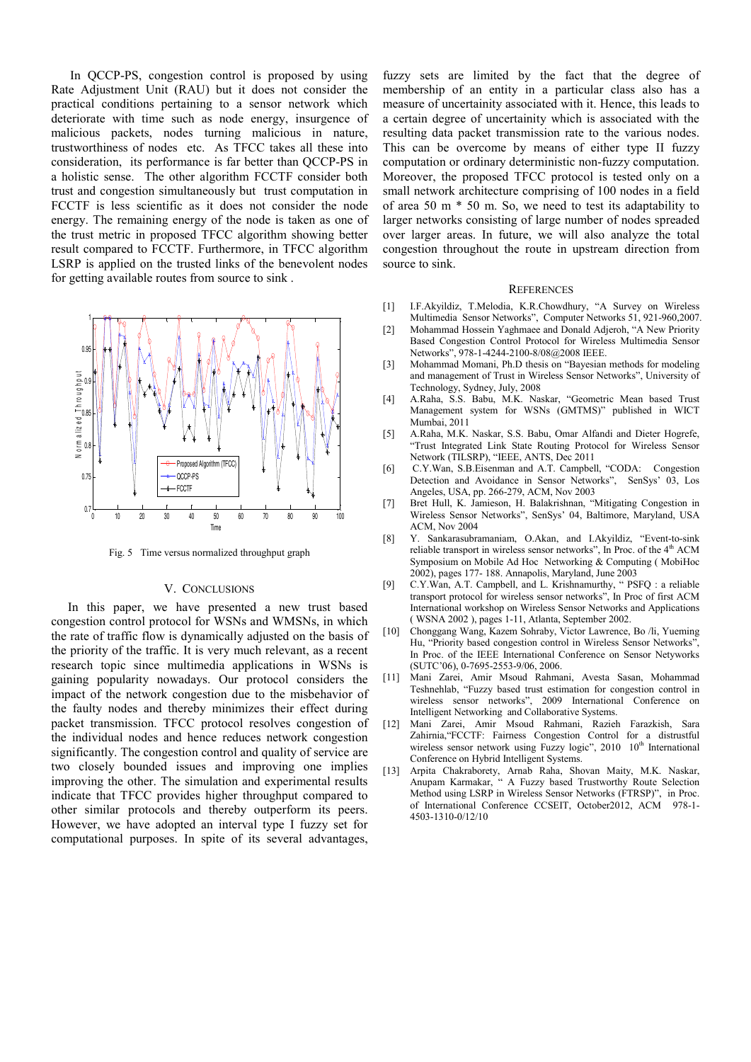In QCCP-PS, congestion control is proposed by using Rate Adjustment Unit (RAU) but it does not consider the practical conditions pertaining to a sensor network which deteriorate with time such as node energy, insurgence of malicious packets, nodes turning malicious in nature, trustworthiness of nodes etc. As TFCC takes all these into consideration, its performance is far better than QCCP-PS in a holistic sense. The other algorithm FCCTF consider both trust and congestion simultaneously but trust computation in FCCTF is less scientific as it does not consider the node energy. The remaining energy of the node is taken as one of the trust metric in proposed TFCC algorithm showing better result compared to FCCTF. Furthermore, in TFCC algorithm LSRP is applied on the trusted links of the benevolent nodes for getting available routes from source to sink .

Normalized Throughput
Time
Proposed Algorithm (TFCC)
QCCP-PS
FCCTF
0.7
0.75
0.8
0.85
0.9
0.95
1
0 10 20 30 40 50 60 70 80 90 100

Fig. 5 Time versus normalized throughput graph

## V. CONCLUSIONS

In this paper, we have presented a new trust based congestion control protocol for WSNs and WMSNs, in which the rate of traffic flow is dynamically adjusted on the basis of the priority of the traffic. It is very much relevant, as a recent research topic since multimedia applications in WSNs is gaining popularity nowadays. Our protocol considers the impact of the network congestion due to the misbehavior of the faulty nodes and thereby minimizes their effect during packet transmission. TFCC protocol resolves congestion of the individual nodes and hence reduces network congestion significantly. The congestion control and quality of service are two closely bounded issues and improving one implies improving the other. The simulation and experimental results indicate that TFCC provides higher throughput compared to other similar protocols and thereby outperform its peers. However, we have adopted an interval type I fuzzy set for computational purposes. In spite of its several advantages, fuzzy sets are limited by the fact that the degree of membership of an entity in a particular class also has a measure of uncertainty associated with it. Hence, this leads to a certain degree of uncertainty which is associated with the resulting data packet transmission rate to the various nodes. This can be overcome by means of either type II fuzzy computation or ordinary deterministic non-fuzzy computation. Moreover, the proposed TFCC protocol is tested only on a small network architecture comprising of 100 nodes in a field of area 50 m * 50 m. So, we need to test its adaptability to larger networks consisting of large number of nodes spreaded over larger areas. In future, we will also analyze the total congestion throughout the route in upstream direction from source to sink.

## REFERENCES

[1] I.F.Akyildiz, T.Melodia, K.R.Chowdhury, "A Survey on Wireless Multimedia Sensor Networks", Computer Networks 51, 921-960,2007.

[2] Mohammad Hossein Yaghmaee and Donald Adjeroh, "A New Priority Based Congestion Control Protocol for Wireless Multimedia Sensor Networks", 978-1-4244-2100-8/08@2008 IEEE.

[3] Mohammad Momani, Ph.D thesis on "Bayesian methods for modeling and management of Trust in Wireless Sensor Networks", University of Technology, Sydney, July, 2008

[4] A.Raha, S.S. Babu, M.K. Naskar, "Geometric Mean based Trust Management system for WSNs (GMTMS)" published in WICT Mumbai, 2011

[5] A.Raha, M.K. Naskar, S.S. Babu, Omar Alfandi and Dieter Hogrefe, "Trust Integrated Link State Routing Protocol for Wireless Sensor Network (TILSRP), "IEEE, ANTS, Dec 2011

[6] C.Y.Wan, S.B.Eisenman and A.T. Campbell, "CODA: Congestion Detection and Avoidance in Sensor Networks", SenSys' 03, Los Angeles, USA, pp. 266-279, ACM, Nov 2003

[7] Bret Hull, K. Jamieson, H. Balakrishnan, "Mitigating Congestion in Wireless Sensor Networks", SenSys' 04, Baltimore, Maryland, USA ACM, Nov 2004

[8] Y. Sankarasubramaniam, O.Akan, and I.Akyildiz, "Event-to-sink reliable transport in wireless sensor networks", In Proc. of the 4th ACM Symposium on Mobile Ad Hoc Networking & Computing ( MobiHoc 2002), pages 177- 188. Annapolis, Maryland, June 2003

[9] C.Y.Wan, A.T. Campbell, and L. Krishnamurthy, " PSFQ : a reliable transport protocol for wireless sensor networks", In Proc of first ACM International workshop on Wireless Sensor Networks and Applications ( WSNA 2002 ), pages 1-11, Atlanta, September 2002.

[10] Chonggang Wang, Kazem Sohraby, Victor Lawrence, Bo /li, Yueming Hu, "Priority based congestion control in Wireless Sensor Networks", In Proc. of the IEEE International Conference on Sensor Netywroks (SUTC'06), 0-7695-2553-9/06, 2006.

[11] Mani Zarei, Amir Msoud Rahmani, Avesta Sasan, Mohammad Teshnehlab, "Fuzzy based trust estimation for congestion control in wireless sensor networks", 2009 International Conference on Intelligent Networking and Collaborative Systems.

[12] Mani Zarei, Amir Msoud Rahmani, Razieh Farazkish, Sara Zahirnia,"FCCTF: Fairness Congestion Control for a distrustful wireless sensor network using Fuzzy logic", 2010 10th International Conference on Hybrid Intelligent Systems.

[13] Arpita Chakraborety, Arnab Raha, Shovan Maity, M.K. Naskar, Anupam Karmakar, " A Fuzzy based Trustworthy Route Selection Method using LSRP in Wireless Sensor Networks (FTRSP)", in Proc. of International Conference CCSEIT, October2012, ACM 978-1-4503-1310-0/12/10